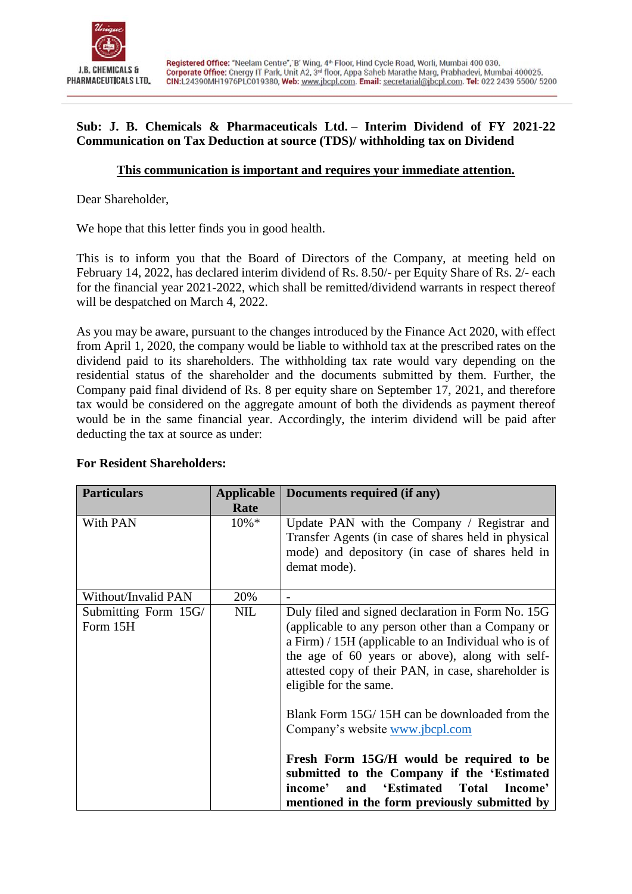**Sub: J. B. Chemicals & Pharmaceuticals Ltd. – Interim Dividend of FY 2021-22 Communication on Tax Deduction at source (TDS)/ withholding tax on Dividend**

**<u>This communication is important and requires your immediate attention.</u>**

Dear Shareholder,

We hope that this letter finds you in good health.

This is to inform you that the Board of Directors of the Company, at meeting held on February 14, 2022, has declared interim dividend of Rs. 8.50/- per Equity Share of Rs. 2/- each for the financial year 2021-2022, which shall be remitted/dividend warrants in respect thereof will be despatched on March 4, 2022.

As you may be aware, pursuant to the changes introduced by the Finance Act 2020, with effect from April 1, 2020, the company would be liable to withhold tax at the prescribed rates on the dividend paid to its shareholders. The withholding tax rate would vary depending on the residential status of the shareholder and the documents submitted by them. Further, the Company paid final dividend of Rs. 8 per equity share on September 17, 2021, and therefore tax would be considered on the aggregate amount of both the dividends as payment thereof would be in the same financial year. Accordingly, the interim dividend will be paid after deducting the tax at source as under:

**For Resident Shareholders:**

| Particulars | Applicable Rate | Documents required (if any) |
|---|---|---|
| With PAN | 10%* | Update PAN with the Company / Registrar and Transfer Agents (in case of shares held in physical mode) and depository (in case of shares held in demat mode). |
| Without/Invalid PAN | 20% | - |
| Submitting Form 15G/ Form 15H | NIL | Duly filed and signed declaration in Form No. 15G (applicable to any person other than a Company or a Firm) / 15H (applicable to an Individual who is of the age of 60 years or above), along with self-attested copy of their PAN, in case, shareholder is eligible for the same.<br><br>Blank Form 15G/ 15H can be downloaded from the Company's website www.jbcpl.com<br><br>**Fresh Form 15G/H would be required to be submitted to the Company if the 'Estimated income' and 'Estimated Total Income' mentioned in the form previously submitted by** |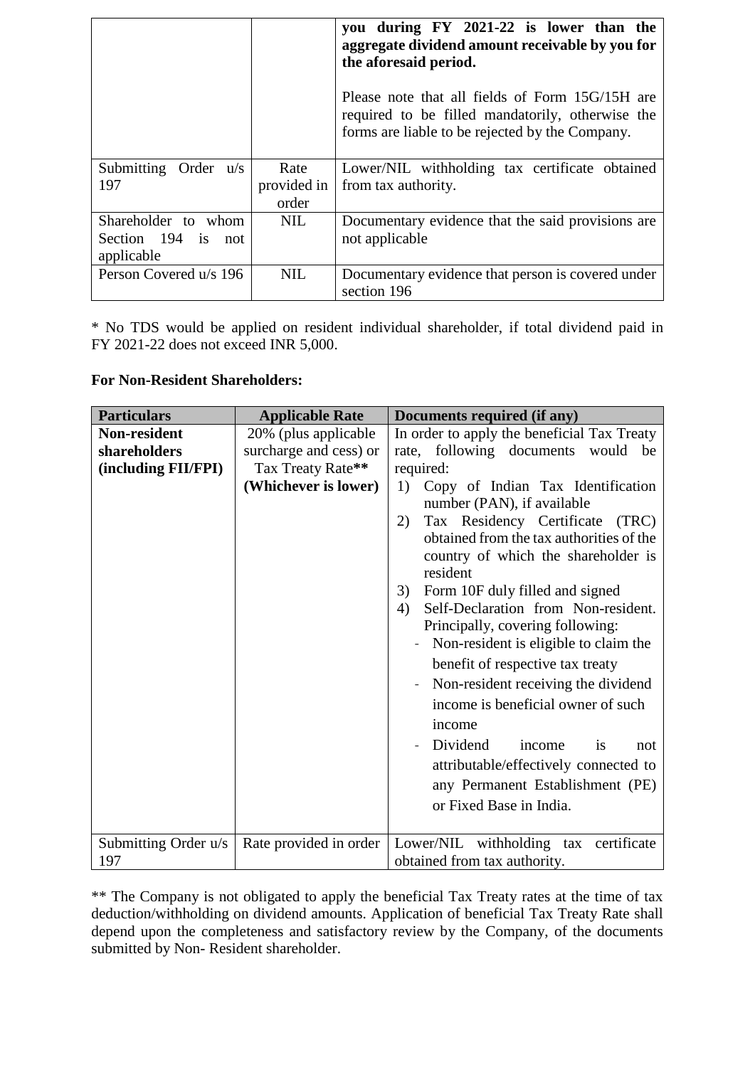| | | **you during FY 2021-22 is lower than the aggregate dividend amount receivable by you for the aforesaid period.**<br><br>Please note that all fields of Form 15G/15H are required to be filled mandatorily, otherwise the forms are liable to be rejected by the Company. |
|---|---|---|
| Submitting Order u/s 197 | Rate provided in order | Lower/NIL withholding tax certificate obtained from tax authority. |
| Shareholder to whom Section 194 is not applicable | NIL | Documentary evidence that the said provisions are not applicable |
| Person Covered u/s 196 | NIL | Documentary evidence that person is covered under section 196 |

* No TDS would be applied on resident individual shareholder, if total dividend paid in FY 2021-22 does not exceed INR 5,000.

**For Non-Resident Shareholders:**

| Particulars | Applicable Rate | Documents required (if any) |
|---|---|---|
| **Non-resident shareholders (including FII/FPI)** | 20% (plus applicable surcharge and cess) or Tax Treaty Rate**<br>**(Whichever is lower)** | In order to apply the beneficial Tax Treaty rate, following documents would be required:<br>1) Copy of Indian Tax Identification number (PAN), if available<br>2) Tax Residency Certificate (TRC) obtained from the tax authorities of the country of which the shareholder is resident<br>3) Form 10F duly filled and signed<br>4) Self-Declaration from Non-resident. Principally, covering following:<br>- Non-resident is eligible to claim the benefit of respective tax treaty<br>- Non-resident receiving the dividend income is beneficial owner of such income<br>- Dividend income is not attributable/effectively connected to any Permanent Establishment (PE) or Fixed Base in India. |
| Submitting Order u/s 197 | Rate provided in order | Lower/NIL withholding tax certificate obtained from tax authority. |

** The Company is not obligated to apply the beneficial Tax Treaty rates at the time of tax deduction/withholding on dividend amounts. Application of beneficial Tax Treaty Rate shall depend upon the completeness and satisfactory review by the Company, of the documents submitted by Non- Resident shareholder.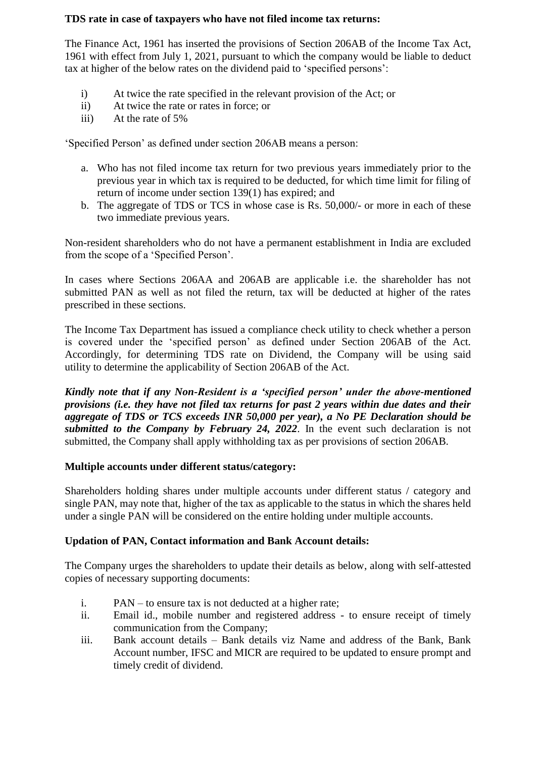**TDS rate in case of taxpayers who have not filed income tax returns:**

The Finance Act, 1961 has inserted the provisions of Section 206AB of the Income Tax Act, 1961 with effect from July 1, 2021, pursuant to which the company would be liable to deduct tax at higher of the below rates on the dividend paid to 'specified persons':

i) At twice the rate specified in the relevant provision of the Act; or
ii) At twice the rate or rates in force; or
iii) At the rate of 5%

'Specified Person' as defined under section 206AB means a person:

a. Who has not filed income tax return for two previous years immediately prior to the previous year in which tax is required to be deducted, for which time limit for filing of return of income under section 139(1) has expired; and
b. The aggregate of TDS or TCS in whose case is Rs. 50,000/- or more in each of these two immediate previous years.

Non-resident shareholders who do not have a permanent establishment in India are excluded from the scope of a 'Specified Person'.

In cases where Sections 206AA and 206AB are applicable i.e. the shareholder has not submitted PAN as well as not filed the return, tax will be deducted at higher of the rates prescribed in these sections.

The Income Tax Department has issued a compliance check utility to check whether a person is covered under the 'specified person' as defined under Section 206AB of the Act. Accordingly, for determining TDS rate on Dividend, the Company will be using said utility to determine the applicability of Section 206AB of the Act.

***Kindly note that if any Non-Resident is a 'specified person' under the above-mentioned provisions (i.e. they have not filed tax returns for past 2 years within due dates and their aggregate of TDS or TCS exceeds INR 50,000 per year), a No PE Declaration should be submitted to the Company by February 24, 2022***. In the event such declaration is not submitted, the Company shall apply withholding tax as per provisions of section 206AB.

**Multiple accounts under different status/category:**

Shareholders holding shares under multiple accounts under different status / category and single PAN, may note that, higher of the tax as applicable to the status in which the shares held under a single PAN will be considered on the entire holding under multiple accounts.

**Updation of PAN, Contact information and Bank Account details:**

The Company urges the shareholders to update their details as below, along with self-attested copies of necessary supporting documents:

i. PAN – to ensure tax is not deducted at a higher rate;
ii. Email id., mobile number and registered address - to ensure receipt of timely communication from the Company;
iii. Bank account details – Bank details viz Name and address of the Bank, Bank Account number, IFSC and MICR are required to be updated to ensure prompt and timely credit of dividend.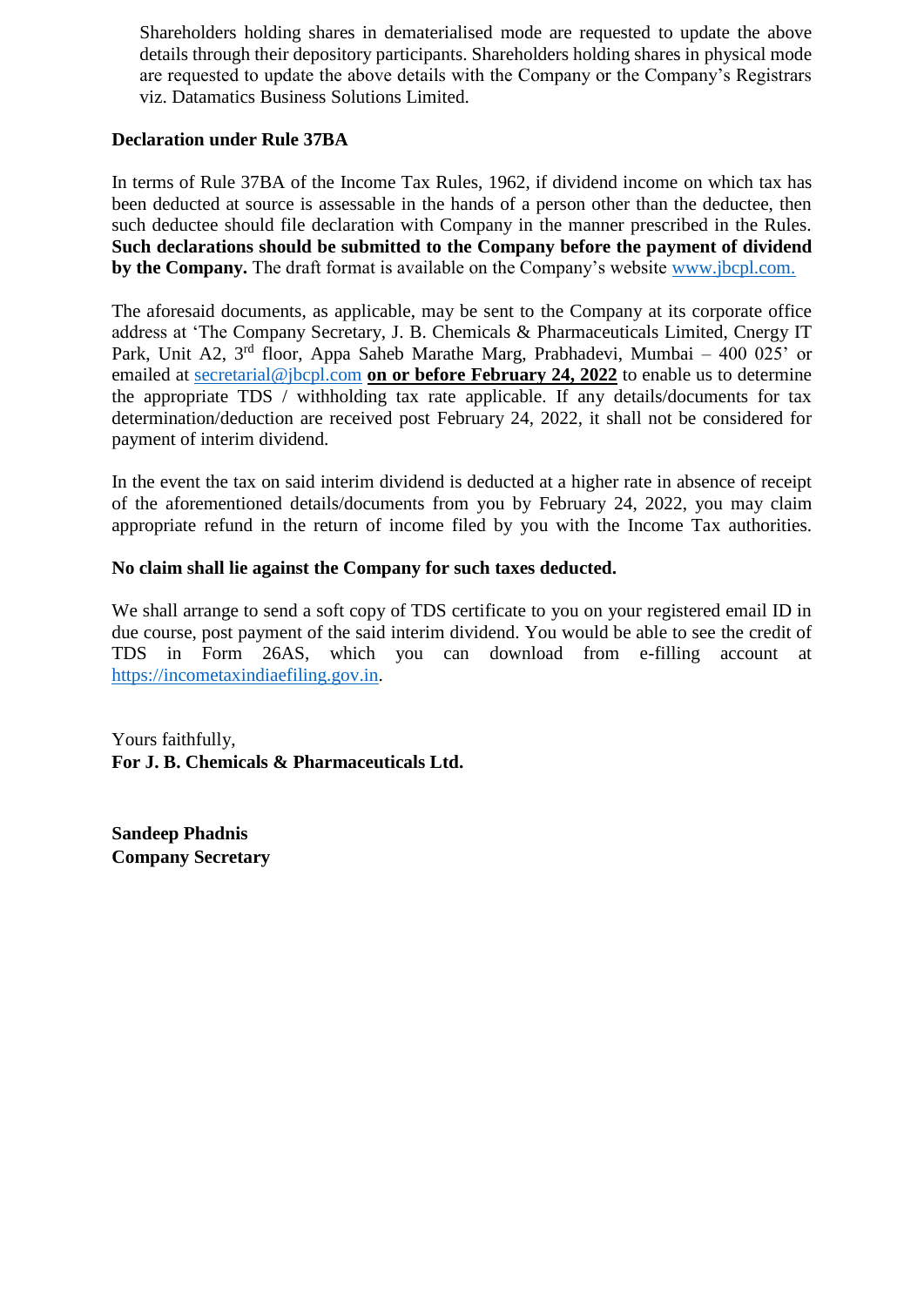Shareholders holding shares in dematerialised mode are requested to update the above details through their depository participants. Shareholders holding shares in physical mode are requested to update the above details with the Company or the Company's Registrars viz. Datamatics Business Solutions Limited.

**Declaration under Rule 37BA**

In terms of Rule 37BA of the Income Tax Rules, 1962, if dividend income on which tax has been deducted at source is assessable in the hands of a person other than the deductee, then such deductee should file declaration with Company in the manner prescribed in the Rules. **Such declarations should be submitted to the Company before the payment of dividend by the Company.** The draft format is available on the Company's website www.jbcpl.com.

The aforesaid documents, as applicable, may be sent to the Company at its corporate office address at 'The Company Secretary, J. B. Chemicals & Pharmaceuticals Limited, Cnergy IT Park, Unit A2, 3rd floor, Appa Saheb Marathe Marg, Prabhadevi, Mumbai – 400 025' or emailed at secretarial@jbcpl.com **on or before February 24, 2022** to enable us to determine the appropriate TDS / withholding tax rate applicable. If any details/documents for tax determination/deduction are received post February 24, 2022, it shall not be considered for payment of interim dividend.

In the event the tax on said interim dividend is deducted at a higher rate in absence of receipt of the aforementioned details/documents from you by February 24, 2022, you may claim appropriate refund in the return of income filed by you with the Income Tax authorities.

**No claim shall lie against the Company for such taxes deducted.**

We shall arrange to send a soft copy of TDS certificate to you on your registered email ID in due course, post payment of the said interim dividend. You would be able to see the credit of TDS in Form 26AS, which you can download from e-filling account at https://incometaxindiaefiling.gov.in.

Yours faithfully,
**For J. B. Chemicals & Pharmaceuticals Ltd.**

**Sandeep Phadnis**
**Company Secretary**